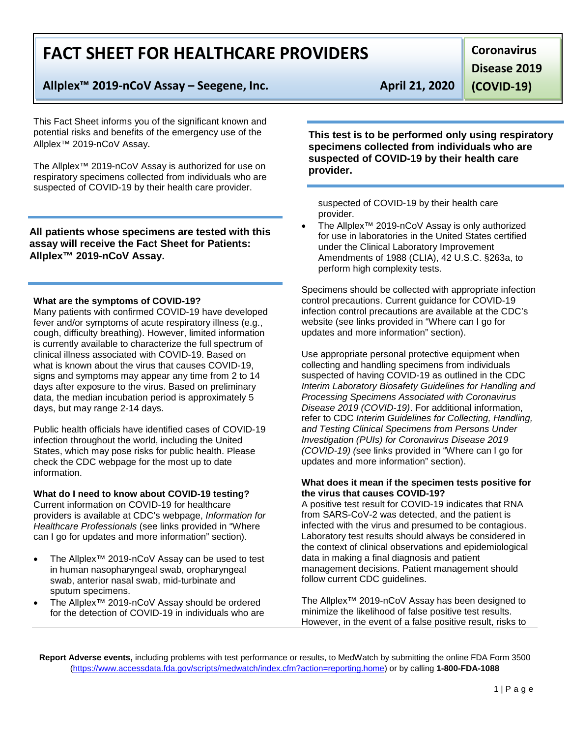# FACT SHEET FOR HEALTHCARE PROVIDERS

**Allplex™ 2019-nCoV Assay – Seegene, Inc.** **April 21, 2020**

**Coronavirus Disease 2019 (COVID-19)**

This Fact Sheet informs you of the significant known and potential risks and benefits of the emergency use of the Allplex™ 2019-nCoV Assay.

The Allplex™ 2019-nCoV Assay is authorized for use on respiratory specimens collected from individuals who are suspected of COVID-19 by their health care provider.

**All patients whose specimens are tested with this assay will receive the Fact Sheet for Patients: Allplex™ 2019-nCoV Assay.**

**What are the symptoms of COVID-19?**

Many patients with confirmed COVID-19 have developed fever and/or symptoms of acute respiratory illness (e.g., cough, difficulty breathing). However, limited information is currently available to characterize the full spectrum of clinical illness associated with COVID-19. Based on what is known about the virus that causes COVID-19, signs and symptoms may appear any time from 2 to 14 days after exposure to the virus. Based on preliminary data, the median incubation period is approximately 5 days, but may range 2-14 days.

Public health officials have identified cases of COVID-19 infection throughout the world, including the United States, which may pose risks for public health. Please check the CDC webpage for the most up to date information.

**What do I need to know about COVID-19 testing?**

Current information on COVID-19 for healthcare providers is available at CDC's webpage, *Information for Healthcare Professionals* (see links provided in "Where can I go for updates and more information" section).

- The Allplex™ 2019-nCoV Assay can be used to test in human nasopharyngeal swab, oropharyngeal swab, anterior nasal swab, mid-turbinate and sputum specimens.
- The Allplex™ 2019-nCoV Assay should be ordered for the detection of COVID-19 in individuals who are suspected of COVID-19 by their health care provider.
- The Allplex™ 2019-nCoV Assay is only authorized for use in laboratories in the United States certified under the Clinical Laboratory Improvement Amendments of 1988 (CLIA), 42 U.S.C. §263a, to perform high complexity tests.

**This test is to be performed only using respiratory specimens collected from individuals who are suspected of COVID-19 by their health care provider.**

Specimens should be collected with appropriate infection control precautions. Current guidance for COVID-19 infection control precautions are available at the CDC's website (see links provided in "Where can I go for updates and more information" section).

Use appropriate personal protective equipment when collecting and handling specimens from individuals suspected of having COVID-19 as outlined in the CDC *Interim Laboratory Biosafety Guidelines for Handling and Processing Specimens Associated with Coronavirus Disease 2019 (COVID-19)*. For additional information, refer to CDC *Interim Guidelines for Collecting, Handling, and Testing Clinical Specimens from Persons Under Investigation (PUIs) for Coronavirus Disease 2019 (COVID-19) (*see links provided in "Where can I go for updates and more information" section).

**What does it mean if the specimen tests positive for the virus that causes COVID-19?**

A positive test result for COVID-19 indicates that RNA from SARS-CoV-2 was detected, and the patient is infected with the virus and presumed to be contagious. Laboratory test results should always be considered in the context of clinical observations and epidemiological data in making a final diagnosis and patient management decisions. Patient management should follow current CDC guidelines.

The Allplex™ 2019-nCoV Assay has been designed to minimize the likelihood of false positive test results. However, in the event of a false positive result, risks to

**Report Adverse events,** including problems with test performance or results, to MedWatch by submitting the online FDA Form 3500 (https://www.accessdata.fda.gov/scripts/medwatch/index.cfm?action=reporting.home) or by calling **1-800-FDA-1088**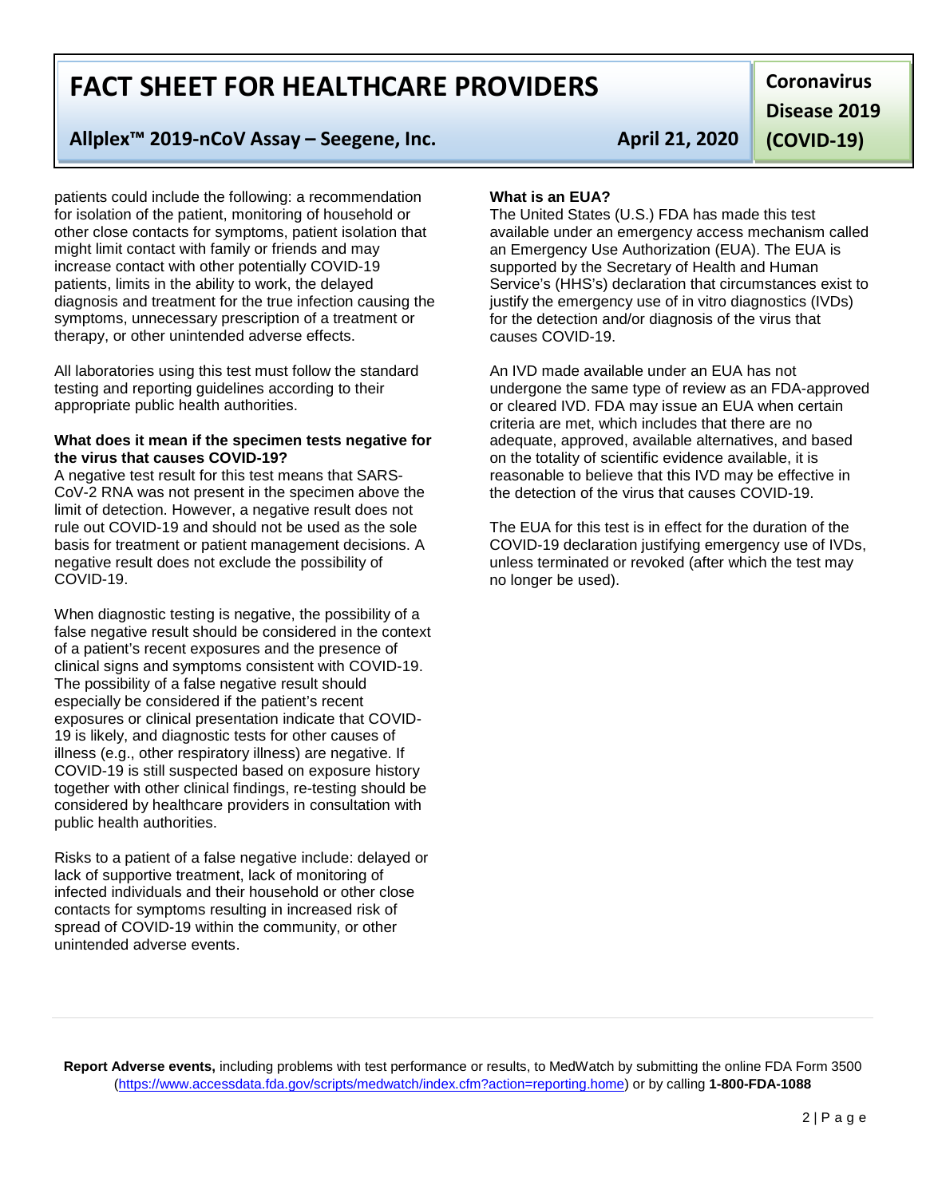patients could include the following: a recommendation for isolation of the patient, monitoring of household or other close contacts for symptoms, patient isolation that might limit contact with family or friends and may increase contact with other potentially COVID-19 patients, limits in the ability to work, the delayed diagnosis and treatment for the true infection causing the symptoms, unnecessary prescription of a treatment or therapy, or other unintended adverse effects.

All laboratories using this test must follow the standard testing and reporting guidelines according to their appropriate public health authorities.

**What does it mean if the specimen tests negative for the virus that causes COVID-19?**

A negative test result for this test means that SARS-CoV-2 RNA was not present in the specimen above the limit of detection. However, a negative result does not rule out COVID-19 and should not be used as the sole basis for treatment or patient management decisions. A negative result does not exclude the possibility of COVID-19.

When diagnostic testing is negative, the possibility of a false negative result should be considered in the context of a patient's recent exposures and the presence of clinical signs and symptoms consistent with COVID-19. The possibility of a false negative result should especially be considered if the patient's recent exposures or clinical presentation indicate that COVID-19 is likely, and diagnostic tests for other causes of illness (e.g., other respiratory illness) are negative. If COVID-19 is still suspected based on exposure history together with other clinical findings, re-testing should be considered by healthcare providers in consultation with public health authorities.

Risks to a patient of a false negative include: delayed or lack of supportive treatment, lack of monitoring of infected individuals and their household or other close contacts for symptoms resulting in increased risk of spread of COVID-19 within the community, or other unintended adverse events.

**What is an EUA?**

The United States (U.S.) FDA has made this test available under an emergency access mechanism called an Emergency Use Authorization (EUA). The EUA is supported by the Secretary of Health and Human Service's (HHS's) declaration that circumstances exist to justify the emergency use of in vitro diagnostics (IVDs) for the detection and/or diagnosis of the virus that causes COVID-19.

An IVD made available under an EUA has not undergone the same type of review as an FDA-approved or cleared IVD. FDA may issue an EUA when certain criteria are met, which includes that there are no adequate, approved, available alternatives, and based on the totality of scientific evidence available, it is reasonable to believe that this IVD may be effective in the detection of the virus that causes COVID-19.

The EUA for this test is in effect for the duration of the COVID-19 declaration justifying emergency use of IVDs, unless terminated or revoked (after which the test may no longer be used).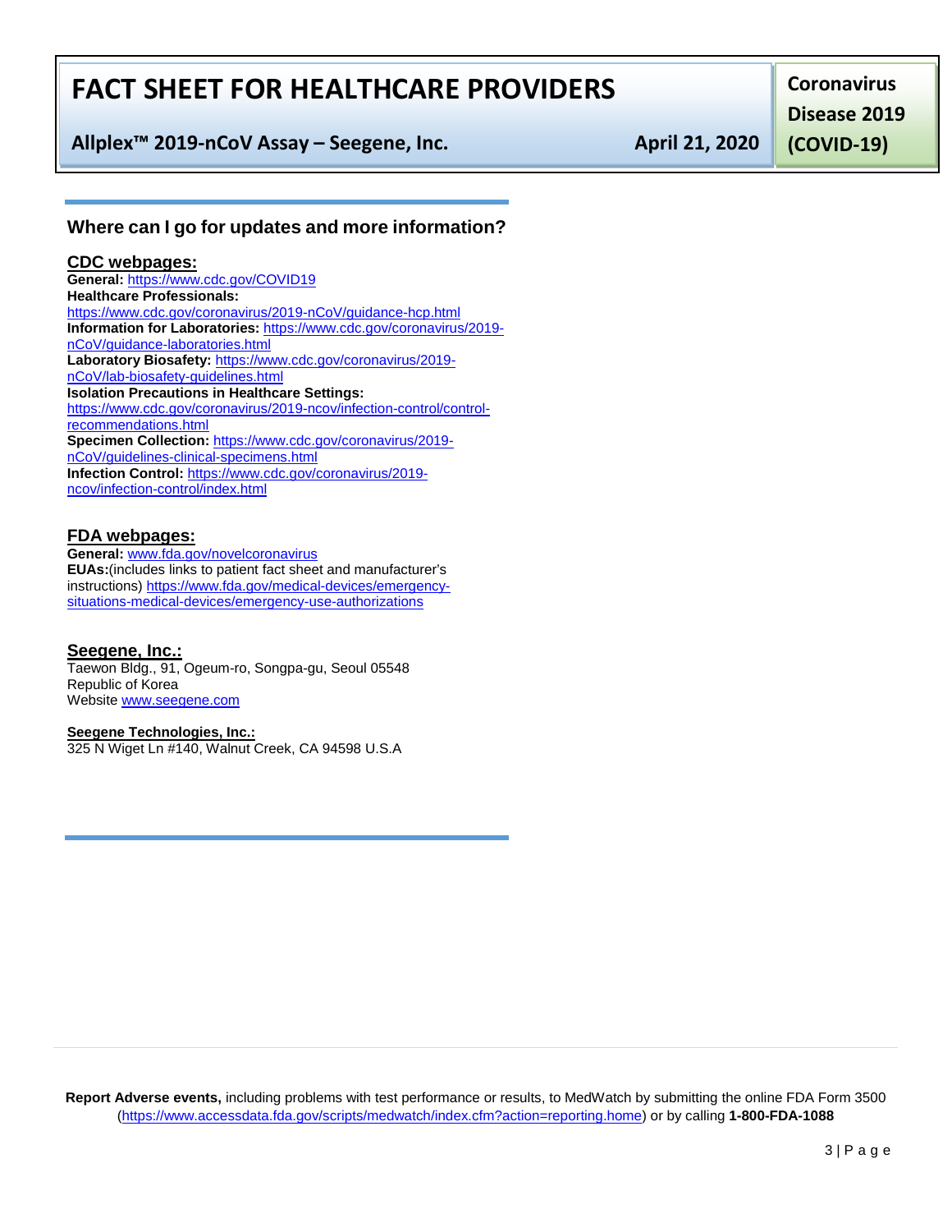## Where can I go for updates and more information?

### CDC webpages:

**General:** https://www.cdc.gov/COVID19
**Healthcare Professionals:**
https://www.cdc.gov/coronavirus/2019-nCoV/guidance-hcp.html
**Information for Laboratories:** https://www.cdc.gov/coronavirus/2019-nCoV/guidance-laboratories.html
**Laboratory Biosafety:** https://www.cdc.gov/coronavirus/2019-nCoV/lab-biosafety-guidelines.html
**Isolation Precautions in Healthcare Settings:**
https://www.cdc.gov/coronavirus/2019-ncov/infection-control/control-recommendations.html
**Specimen Collection:** https://www.cdc.gov/coronavirus/2019-nCoV/guidelines-clinical-specimens.html
**Infection Control:** https://www.cdc.gov/coronavirus/2019-ncov/infection-control/index.html

### FDA webpages:

**General:** www.fda.gov/novelcoronavirus
**EUAs:**(includes links to patient fact sheet and manufacturer's instructions) https://www.fda.gov/medical-devices/emergency-situations-medical-devices/emergency-use-authorizations

### Seegene, Inc.:

Taewon Bldg., 91, Ogeum-ro, Songpa-gu, Seoul 05548
Republic of Korea
Website www.seegene.com

**Seegene Technologies, Inc.:**
325 N Wiget Ln #140, Walnut Creek, CA 94598 U.S.A

**Report Adverse events,** including problems with test performance or results, to MedWatch by submitting the online FDA Form 3500 (https://www.accessdata.fda.gov/scripts/medwatch/index.cfm?action=reporting.home) or by calling **1-800-FDA-1088**